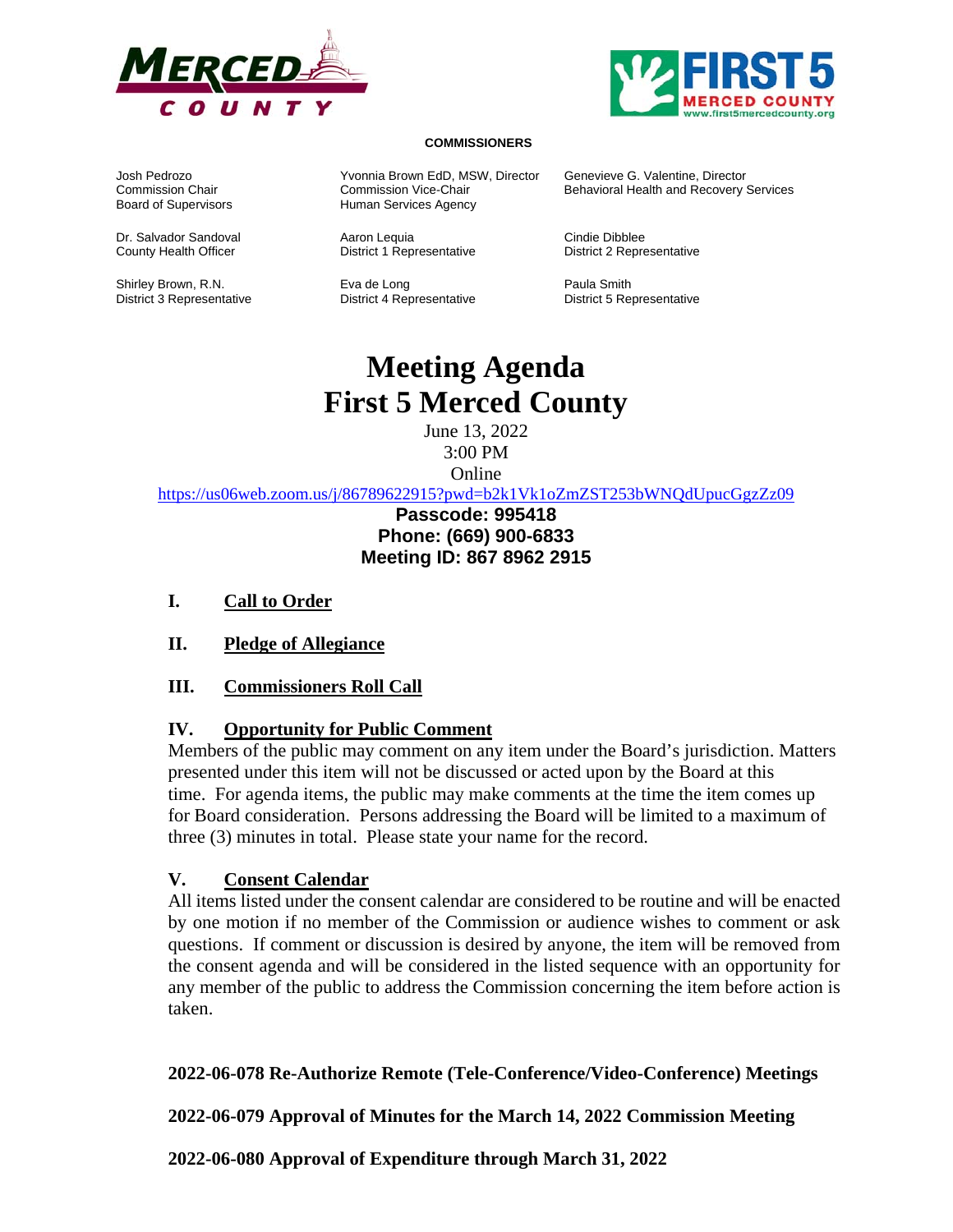**COMMISSIONERS**

Josh Pedrozo
Commission Chair
Board of Supervisors

Yvonnia Brown EdD, MSW, Director
Commission Vice-Chair
Human Services Agency

Genevieve G. Valentine, Director
Behavioral Health and Recovery Services

Dr. Salvador Sandoval
County Health Officer

Aaron Lequia
District 1 Representative

Cindie Dibblee
District 2 Representative

Shirley Brown, R.N.
District 3 Representative

Eva de Long
District 4 Representative

Paula Smith
District 5 Representative

# Meeting Agenda
# First 5 Merced County

June 13, 2022
3:00 PM
Online
https://us06web.zoom.us/j/86789622915?pwd=b2k1Vk1oZmZST253bWNQdUpucGgzZz09

**Passcode: 995418**
**Phone: (669) 900-6833**
**Meeting ID: 867 8962 2915**

## I. Call to Order

## II. Pledge of Allegiance

## III. Commissioners Roll Call

## IV. Opportunity for Public Comment

Members of the public may comment on any item under the Board's jurisdiction. Matters presented under this item will not be discussed or acted upon by the Board at this time. For agenda items, the public may make comments at the time the item comes up for Board consideration. Persons addressing the Board will be limited to a maximum of three (3) minutes in total. Please state your name for the record.

## V. Consent Calendar

All items listed under the consent calendar are considered to be routine and will be enacted by one motion if no member of the Commission or audience wishes to comment or ask questions. If comment or discussion is desired by anyone, the item will be removed from the consent agenda and will be considered in the listed sequence with an opportunity for any member of the public to address the Commission concerning the item before action is taken.

**2022-06-078 Re-Authorize Remote (Tele-Conference/Video-Conference) Meetings**

**2022-06-079 Approval of Minutes for the March 14, 2022 Commission Meeting**

**2022-06-080 Approval of Expenditure through March 31, 2022**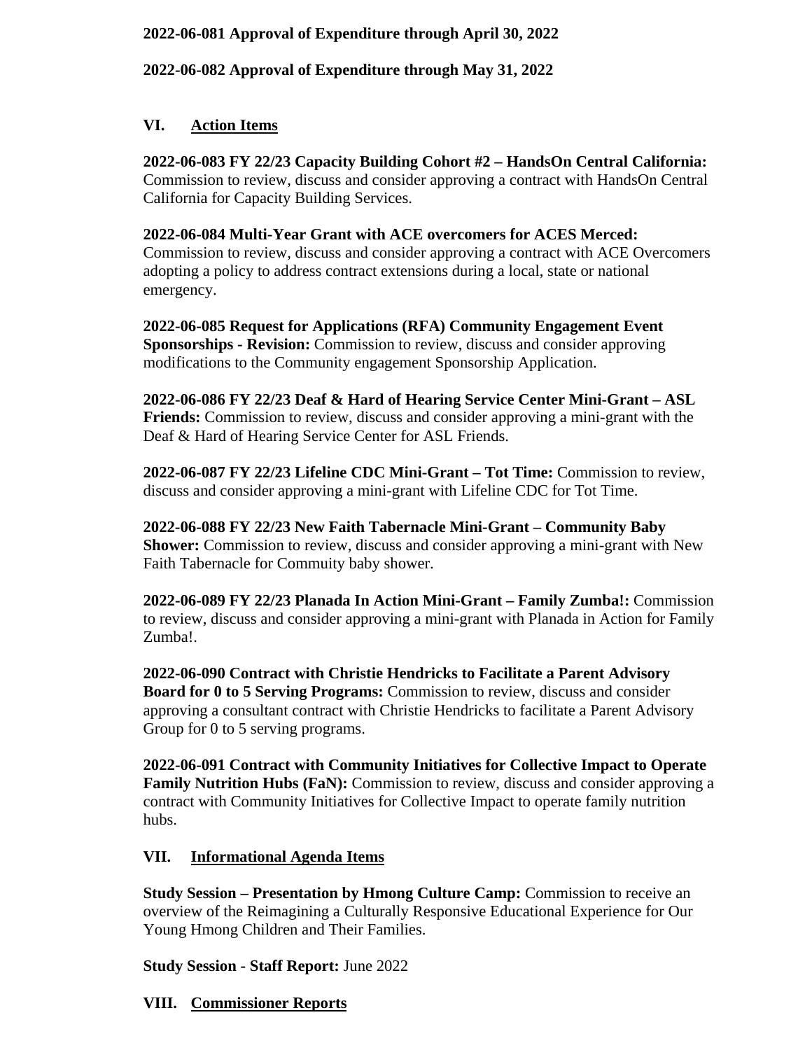**2022-06-081 Approval of Expenditure through April 30, 2022**

**2022-06-082 Approval of Expenditure through May 31, 2022**

## VI. Action Items

**2022-06-083 FY 22/23 Capacity Building Cohort #2 – HandsOn Central California:** Commission to review, discuss and consider approving a contract with HandsOn Central California for Capacity Building Services.

**2022-06-084 Multi-Year Grant with ACE overcomers for ACES Merced:** Commission to review, discuss and consider approving a contract with ACE Overcomers adopting a policy to address contract extensions during a local, state or national emergency.

**2022-06-085 Request for Applications (RFA) Community Engagement Event Sponsorships - Revision:** Commission to review, discuss and consider approving modifications to the Community engagement Sponsorship Application.

**2022-06-086 FY 22/23 Deaf & Hard of Hearing Service Center Mini-Grant – ASL Friends:** Commission to review, discuss and consider approving a mini-grant with the Deaf & Hard of Hearing Service Center for ASL Friends.

**2022-06-087 FY 22/23 Lifeline CDC Mini-Grant – Tot Time:** Commission to review, discuss and consider approving a mini-grant with Lifeline CDC for Tot Time.

**2022-06-088 FY 22/23 New Faith Tabernacle Mini-Grant – Community Baby Shower:** Commission to review, discuss and consider approving a mini-grant with New Faith Tabernacle for Commuity baby shower.

**2022-06-089 FY 22/23 Planada In Action Mini-Grant – Family Zumba!:** Commission to review, discuss and consider approving a mini-grant with Planada in Action for Family Zumba!.

**2022-06-090 Contract with Christie Hendricks to Facilitate a Parent Advisory Board for 0 to 5 Serving Programs:** Commission to review, discuss and consider approving a consultant contract with Christie Hendricks to facilitate a Parent Advisory Group for 0 to 5 serving programs.

**2022-06-091 Contract with Community Initiatives for Collective Impact to Operate Family Nutrition Hubs (FaN):** Commission to review, discuss and consider approving a contract with Community Initiatives for Collective Impact to operate family nutrition hubs.

## VII. Informational Agenda Items

**Study Session – Presentation by Hmong Culture Camp:** Commission to receive an overview of the Reimagining a Culturally Responsive Educational Experience for Our Young Hmong Children and Their Families.

**Study Session - Staff Report:** June 2022

## VIII. Commissioner Reports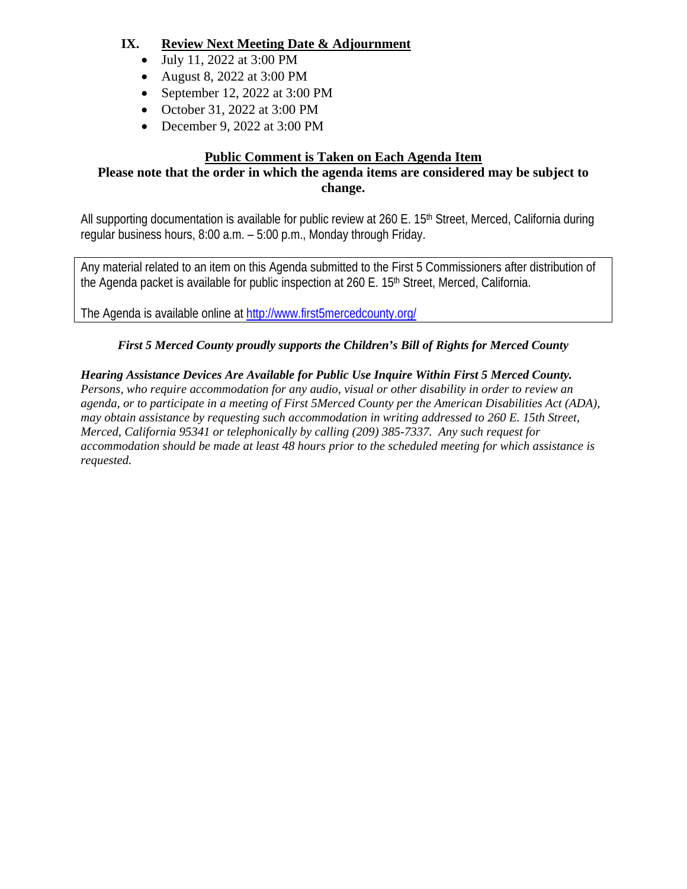## IX. Review Next Meeting Date & Adjournment

- July 11, 2022 at 3:00 PM
- August 8, 2022 at 3:00 PM
- September 12, 2022 at 3:00 PM
- October 31, 2022 at 3:00 PM
- December 9, 2022 at 3:00 PM

**Public Comment is Taken on Each Agenda Item**

**Please note that the order in which the agenda items are considered may be subject to change.**

All supporting documentation is available for public review at 260 E. 15th Street, Merced, California during regular business hours, 8:00 a.m. – 5:00 p.m., Monday through Friday.

Any material related to an item on this Agenda submitted to the First 5 Commissioners after distribution of the Agenda packet is available for public inspection at 260 E. 15th Street, Merced, California.

The Agenda is available online at [http://www.first5mercedcounty.org/](http://www.first5mercedcounty.org/)

***First 5 Merced County proudly supports the Children's Bill of Rights for Merced County***

***Hearing Assistance Devices Are Available for Public Use Inquire Within First 5 Merced County.***
*Persons, who require accommodation for any audio, visual or other disability in order to review an agenda, or to participate in a meeting of First 5Merced County per the American Disabilities Act (ADA), may obtain assistance by requesting such accommodation in writing addressed to 260 E. 15th Street, Merced, California 95341 or telephonically by calling (209) 385-7337. Any such request for accommodation should be made at least 48 hours prior to the scheduled meeting for which assistance is requested.*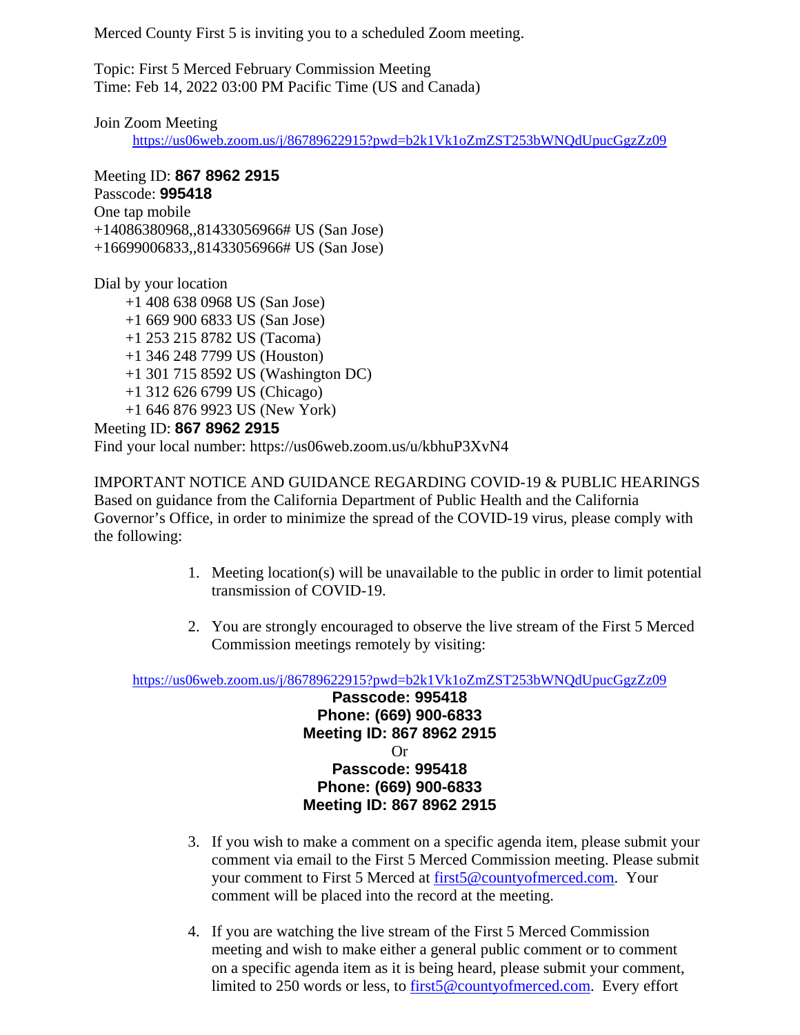Merced County First 5 is inviting you to a scheduled Zoom meeting.

Topic: First 5 Merced February Commission Meeting
Time: Feb 14, 2022 03:00 PM Pacific Time (US and Canada)

Join Zoom Meeting
https://us06web.zoom.us/j/86789622915?pwd=b2k1Vk1oZmZST253bWNQdUpucGgzZz09

Meeting ID: **867 8962 2915**
Passcode: **995418**
One tap mobile
+14086380968,,81433056966# US (San Jose)
+16699006833,,81433056966# US (San Jose)

Dial by your location
+1 408 638 0968 US (San Jose)
+1 669 900 6833 US (San Jose)
+1 253 215 8782 US (Tacoma)
+1 346 248 7799 US (Houston)
+1 301 715 8592 US (Washington DC)
+1 312 626 6799 US (Chicago)
+1 646 876 9923 US (New York)
Meeting ID: **867 8962 2915**
Find your local number: https://us06web.zoom.us/u/kbhuP3XvN4

IMPORTANT NOTICE AND GUIDANCE REGARDING COVID-19 & PUBLIC HEARINGS
Based on guidance from the California Department of Public Health and the California Governor's Office, in order to minimize the spread of the COVID-19 virus, please comply with the following:

1. Meeting location(s) will be unavailable to the public in order to limit potential transmission of COVID-19.

2. You are strongly encouraged to observe the live stream of the First 5 Merced Commission meetings remotely by visiting:

https://us06web.zoom.us/j/86789622915?pwd=b2k1Vk1oZmZST253bWNQdUpucGgzZz09
**Passcode: 995418**
**Phone: (669) 900-6833**
**Meeting ID: 867 8962 2915**
Or
**Passcode: 995418**
**Phone: (669) 900-6833**
**Meeting ID: 867 8962 2915**

3. If you wish to make a comment on a specific agenda item, please submit your comment via email to the First 5 Merced Commission meeting. Please submit your comment to First 5 Merced at first5@countyofmerced.com. Your comment will be placed into the record at the meeting.

4. If you are watching the live stream of the First 5 Merced Commission meeting and wish to make either a general public comment or to comment on a specific agenda item as it is being heard, please submit your comment, limited to 250 words or less, to first5@countyofmerced.com. Every effort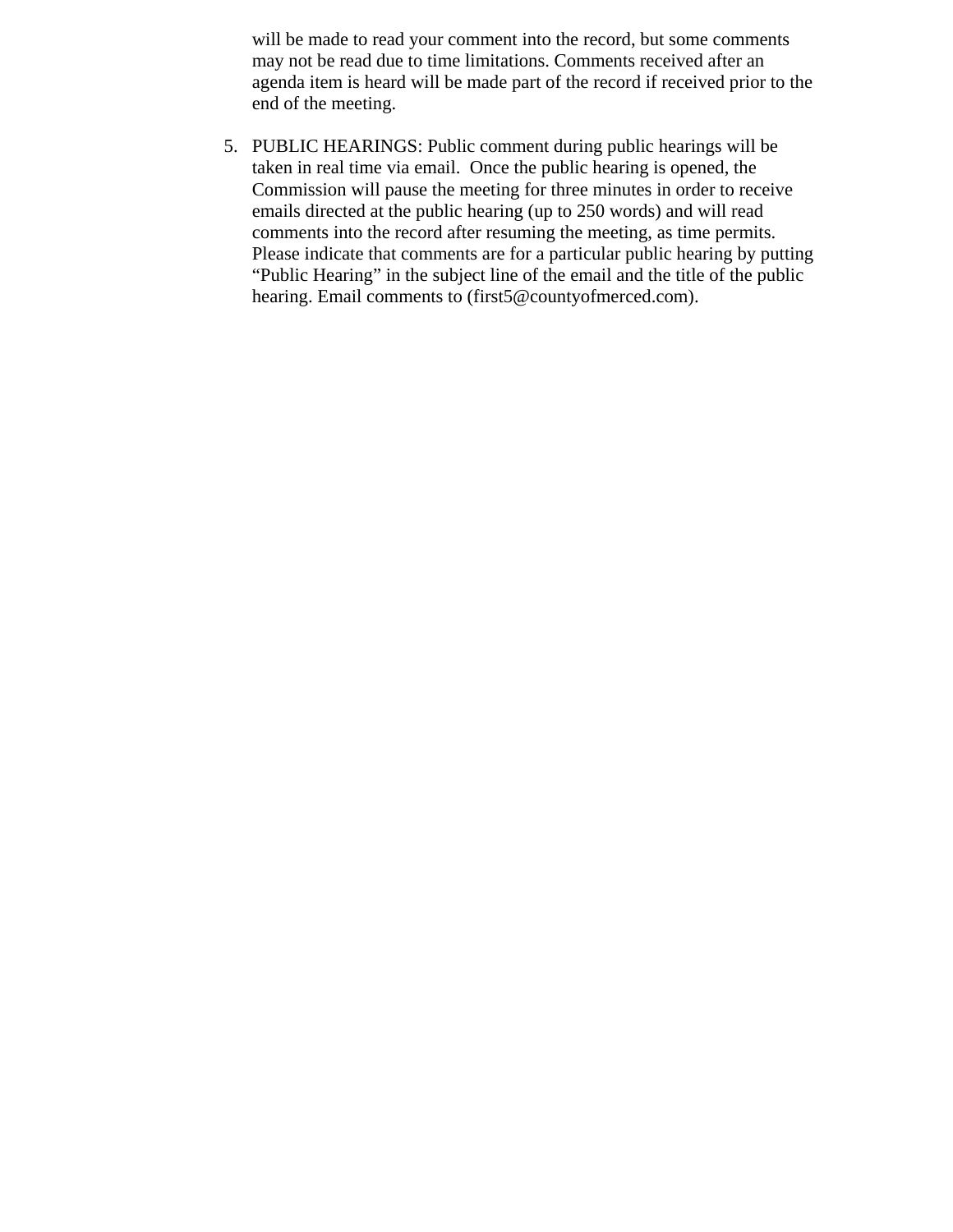will be made to read your comment into the record, but some comments may not be read due to time limitations. Comments received after an agenda item is heard will be made part of the record if received prior to the end of the meeting.

5. PUBLIC HEARINGS: Public comment during public hearings will be taken in real time via email. Once the public hearing is opened, the Commission will pause the meeting for three minutes in order to receive emails directed at the public hearing (up to 250 words) and will read comments into the record after resuming the meeting, as time permits. Please indicate that comments are for a particular public hearing by putting "Public Hearing" in the subject line of the email and the title of the public hearing. Email comments to (first5@countyofmerced.com).